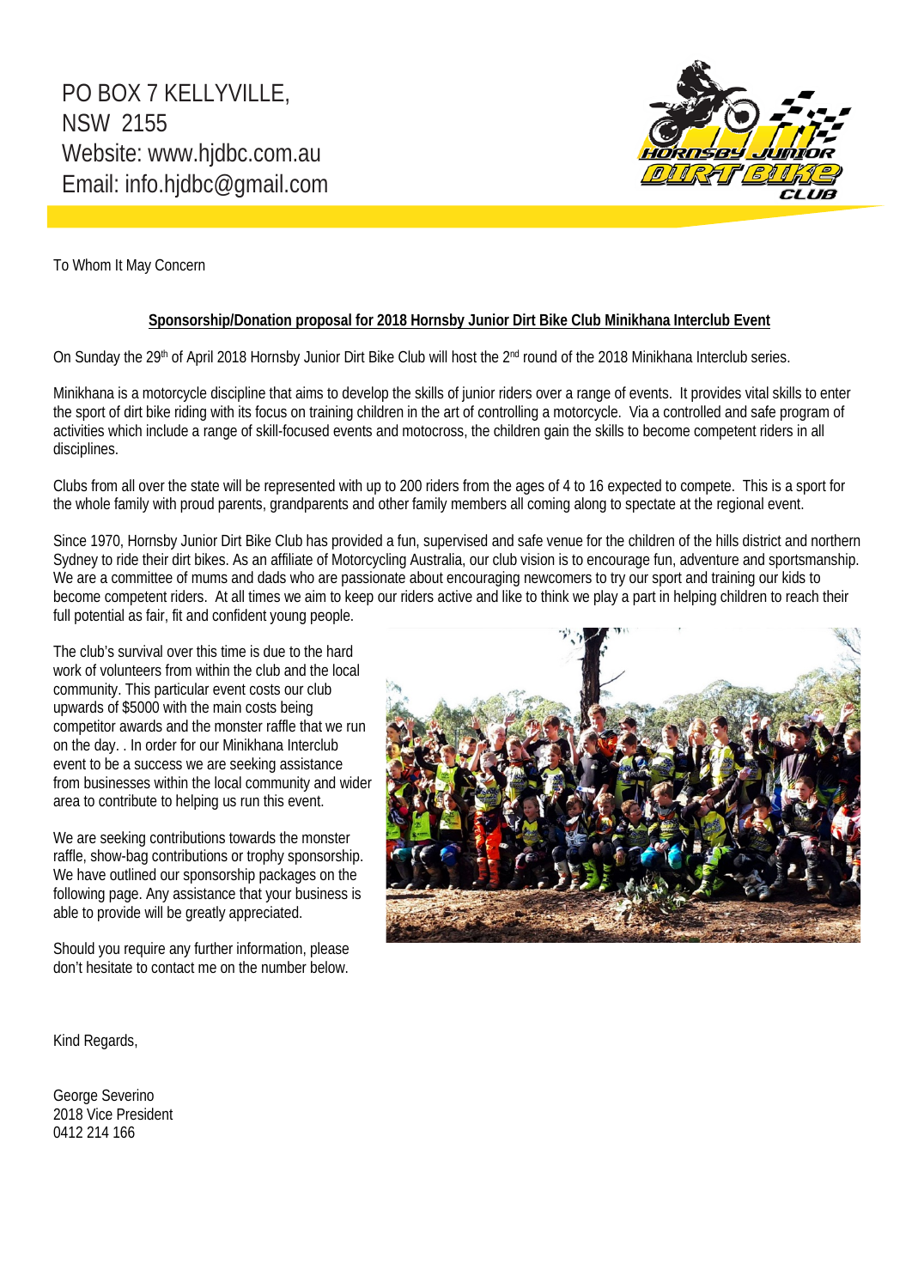PO BOX 7 KELLYVILLE,
NSW 2155
Website: www.hjdbc.com.au
Email: info.hjdbc@gmail.com

To Whom It May Concern

**Sponsorship/Donation proposal for 2018 Hornsby Junior Dirt Bike Club Minikhana Interclub Event**

On Sunday the 29th of April 2018 Hornsby Junior Dirt Bike Club will host the 2nd round of the 2018 Minikhana Interclub series.

Minikhana is a motorcycle discipline that aims to develop the skills of junior riders over a range of events. It provides vital skills to enter the sport of dirt bike riding with its focus on training children in the art of controlling a motorcycle. Via a controlled and safe program of activities which include a range of skill-focused events and motocross, the children gain the skills to become competent riders in all disciplines.

Clubs from all over the state will be represented with up to 200 riders from the ages of 4 to 16 expected to compete. This is a sport for the whole family with proud parents, grandparents and other family members all coming along to spectate at the regional event.

Since 1970, Hornsby Junior Dirt Bike Club has provided a fun, supervised and safe venue for the children of the hills district and northern Sydney to ride their dirt bikes. As an affiliate of Motorcycling Australia, our club vision is to encourage fun, adventure and sportsmanship. We are a committee of mums and dads who are passionate about encouraging newcomers to try our sport and training our kids to become competent riders. At all times we aim to keep our riders active and like to think we play a part in helping children to reach their full potential as fair, fit and confident young people.

The club's survival over this time is due to the hard work of volunteers from within the club and the local community. This particular event costs our club upwards of $5000 with the main costs being competitor awards and the monster raffle that we run on the day. . In order for our Minikhana Interclub event to be a success we are seeking assistance from businesses within the local community and wider area to contribute to helping us run this event.

We are seeking contributions towards the monster raffle, show-bag contributions or trophy sponsorship. We have outlined our sponsorship packages on the following page. Any assistance that your business is able to provide will be greatly appreciated.

Should you require any further information, please don't hesitate to contact me on the number below.

Kind Regards,

George Severino
2018 Vice President
0412 214 166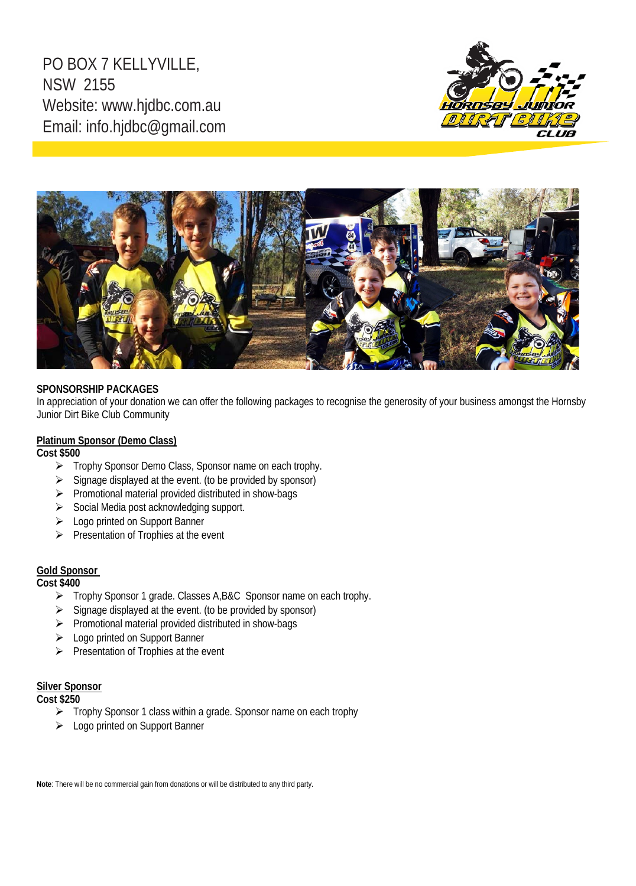PO BOX 7 KELLYVILLE,
NSW 2155
Website: www.hjdbc.com.au
Email: info.hjdbc@gmail.com

**SPONSORSHIP PACKAGES**

In appreciation of your donation we can offer the following packages to recognise the generosity of your business amongst the Hornsby Junior Dirt Bike Club Community

**Platinum Sponsor (Demo Class)**

**Cost $500**

- Trophy Sponsor Demo Class, Sponsor name on each trophy.
- Signage displayed at the event. (to be provided by sponsor)
- Promotional material provided distributed in show-bags
- Social Media post acknowledging support.
- Logo printed on Support Banner
- Presentation of Trophies at the event

**Gold Sponsor**

**Cost $400**

- Trophy Sponsor 1 grade. Classes A,B&C Sponsor name on each trophy.
- Signage displayed at the event. (to be provided by sponsor)
- Promotional material provided distributed in show-bags
- Logo printed on Support Banner
- Presentation of Trophies at the event

**Silver Sponsor**

**Cost $250**

- Trophy Sponsor 1 class within a grade. Sponsor name on each trophy
- Logo printed on Support Banner

**Note**: There will be no commercial gain from donations or will be distributed to any third party.